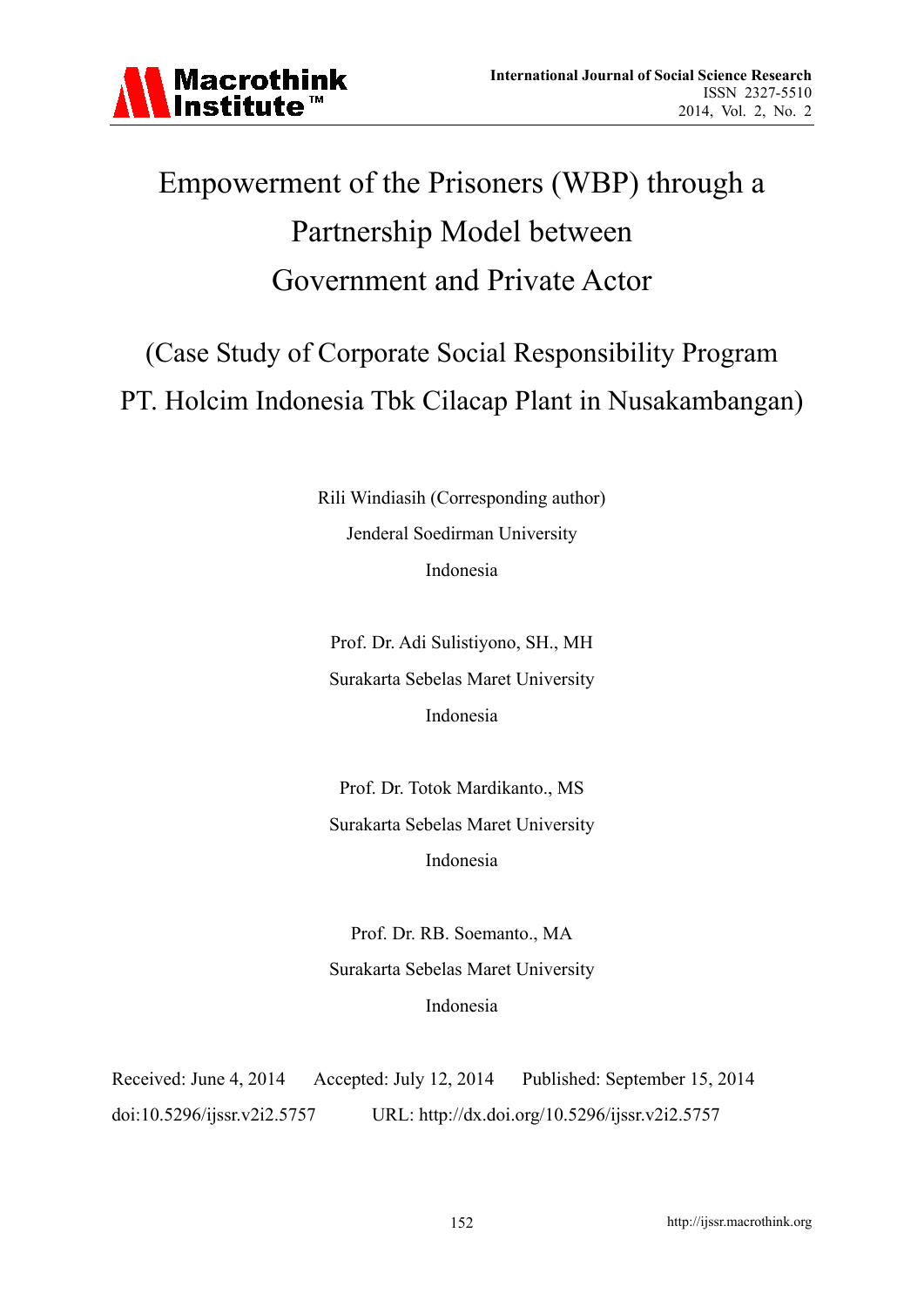# Empowerment of the Prisoners (WBP) through a Partnership Model between Government and Private Actor

## (Case Study of Corporate Social Responsibility Program PT. Holcim Indonesia Tbk Cilacap Plant in Nusakambangan)

Rili Windiasih (Corresponding author)

Jenderal Soedirman University

Indonesia

Prof. Dr. Adi Sulistiyono, SH., MH

Surakarta Sebelas Maret University

Indonesia

Prof. Dr. Totok Mardikanto., MS

Surakarta Sebelas Maret University

Indonesia

Prof. Dr. RB. Soemanto., MA

Surakarta Sebelas Maret University

Indonesia

Received: June 4, 2014 Accepted: July 12, 2014 Published: September 15, 2014

doi:10.5296/ijssr.v2i2.5757 URL: http://dx.doi.org/10.5296/ijssr.v2i2.5757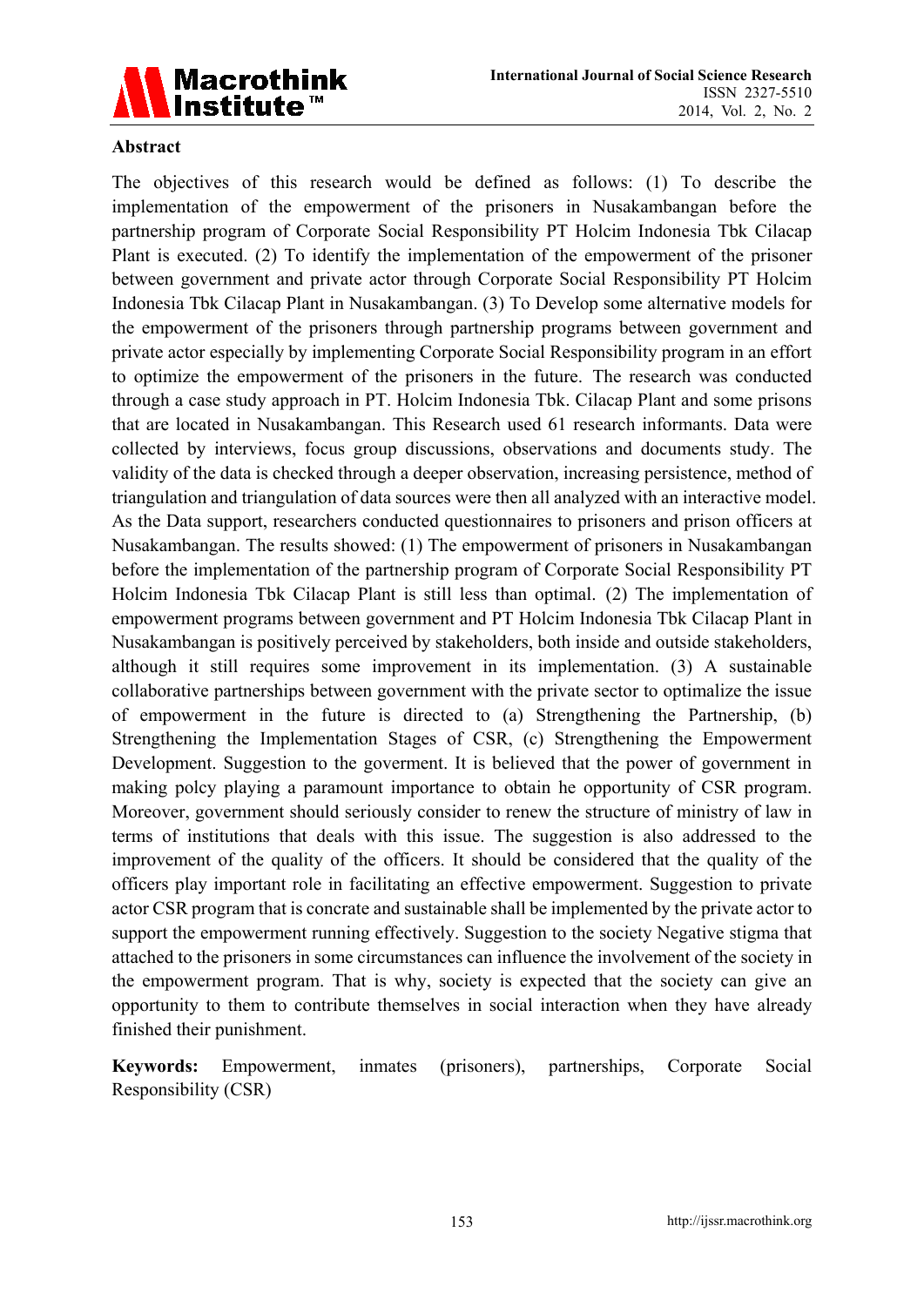## Abstract

The objectives of this research would be defined as follows: (1) To describe the implementation of the empowerment of the prisoners in Nusakambangan before the partnership program of Corporate Social Responsibility PT Holcim Indonesia Tbk Cilacap Plant is executed. (2) To identify the implementation of the empowerment of the prisoner between government and private actor through Corporate Social Responsibility PT Holcim Indonesia Tbk Cilacap Plant in Nusakambangan. (3) To Develop some alternative models for the empowerment of the prisoners through partnership programs between government and private actor especially by implementing Corporate Social Responsibility program in an effort to optimize the empowerment of the prisoners in the future. The research was conducted through a case study approach in PT. Holcim Indonesia Tbk. Cilacap Plant and some prisons that are located in Nusakambangan. This Research used 61 research informants. Data were collected by interviews, focus group discussions, observations and documents study. The validity of the data is checked through a deeper observation, increasing persistence, method of triangulation and triangulation of data sources were then all analyzed with an interactive model. As the Data support, researchers conducted questionnaires to prisoners and prison officers at Nusakambangan. The results showed: (1) The empowerment of prisoners in Nusakambangan before the implementation of the partnership program of Corporate Social Responsibility PT Holcim Indonesia Tbk Cilacap Plant is still less than optimal. (2) The implementation of empowerment programs between government and PT Holcim Indonesia Tbk Cilacap Plant in Nusakambangan is positively perceived by stakeholders, both inside and outside stakeholders, although it still requires some improvement in its implementation. (3) A sustainable collaborative partnerships between government with the private sector to optimalize the issue of empowerment in the future is directed to (a) Strengthening the Partnership, (b) Strengthening the Implementation Stages of CSR, (c) Strengthening the Empowerment Development. Suggestion to the goverment. It is believed that the power of government in making polcy playing a paramount importance to obtain he opportunity of CSR program. Moreover, government should seriously consider to renew the structure of ministry of law in terms of institutions that deals with this issue. The suggestion is also addressed to the improvement of the quality of the officers. It should be considered that the quality of the officers play important role in facilitating an effective empowerment. Suggestion to private actor CSR program that is concrate and sustainable shall be implemented by the private actor to support the empowerment running effectively. Suggestion to the society Negative stigma that attached to the prisoners in some circumstances can influence the involvement of the society in the empowerment program. That is why, society is expected that the society can give an opportunity to them to contribute themselves in social interaction when they have already finished their punishment.

**Keywords:** Empowerment, inmates (prisoners), partnerships, Corporate Social Responsibility (CSR)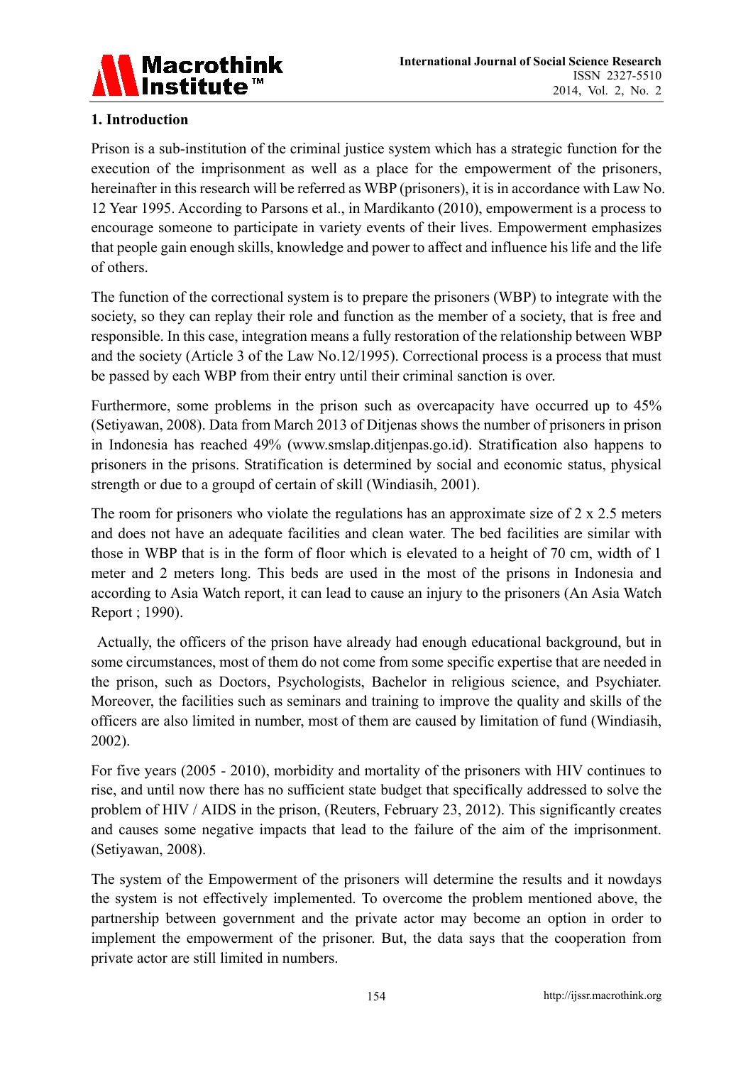## 1. Introduction

Prison is a sub-institution of the criminal justice system which has a strategic function for the execution of the imprisonment as well as a place for the empowerment of the prisoners, hereinafter in this research will be referred as WBP (prisoners), it is in accordance with Law No. 12 Year 1995. According to Parsons et al., in Mardikanto (2010), empowerment is a process to encourage someone to participate in variety events of their lives. Empowerment emphasizes that people gain enough skills, knowledge and power to affect and influence his life and the life of others.

The function of the correctional system is to prepare the prisoners (WBP) to integrate with the society, so they can replay their role and function as the member of a society, that is free and responsible. In this case, integration means a fully restoration of the relationship between WBP and the society (Article 3 of the Law No.12/1995). Correctional process is a process that must be passed by each WBP from their entry until their criminal sanction is over.

Furthermore, some problems in the prison such as overcapacity have occurred up to 45% (Setiyawan, 2008). Data from March 2013 of Ditjenas shows the number of prisoners in prison in Indonesia has reached 49% (www.smslap.ditjenpas.go.id). Stratification also happens to prisoners in the prisons. Stratification is determined by social and economic status, physical strength or due to a groupd of certain of skill (Windiasih, 2001).

The room for prisoners who violate the regulations has an approximate size of 2 x 2.5 meters and does not have an adequate facilities and clean water. The bed facilities are similar with those in WBP that is in the form of floor which is elevated to a height of 70 cm, width of 1 meter and 2 meters long. This beds are used in the most of the prisons in Indonesia and according to Asia Watch report, it can lead to cause an injury to the prisoners (An Asia Watch Report ; 1990).

Actually, the officers of the prison have already had enough educational background, but in some circumstances, most of them do not come from some specific expertise that are needed in the prison, such as Doctors, Psychologists, Bachelor in religious science, and Psychiater. Moreover, the facilities such as seminars and training to improve the quality and skills of the officers are also limited in number, most of them are caused by limitation of fund (Windiasih, 2002).

For five years (2005 - 2010), morbidity and mortality of the prisoners with HIV continues to rise, and until now there has no sufficient state budget that specifically addressed to solve the problem of HIV / AIDS in the prison, (Reuters, February 23, 2012). This significantly creates and causes some negative impacts that lead to the failure of the aim of the imprisonment. (Setiyawan, 2008).

The system of the Empowerment of the prisoners will determine the results and it nowdays the system is not effectively implemented. To overcome the problem mentioned above, the partnership between government and the private actor may become an option in order to implement the empowerment of the prisoner. But, the data says that the cooperation from private actor are still limited in numbers.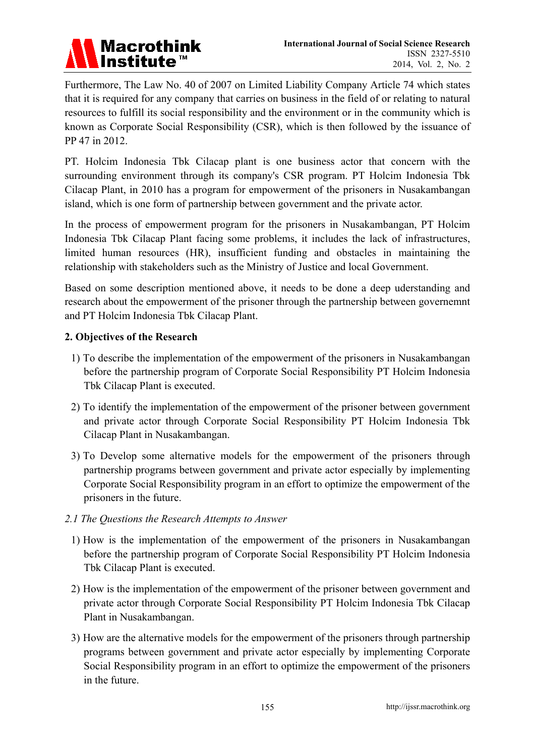Furthermore, The Law No. 40 of 2007 on Limited Liability Company Article 74 which states that it is required for any company that carries on business in the field of or relating to natural resources to fulfill its social responsibility and the environment or in the community which is known as Corporate Social Responsibility (CSR), which is then followed by the issuance of PP 47 in 2012.

PT. Holcim Indonesia Tbk Cilacap plant is one business actor that concern with the surrounding environment through its company's CSR program. PT Holcim Indonesia Tbk Cilacap Plant, in 2010 has a program for empowerment of the prisoners in Nusakambangan island, which is one form of partnership between government and the private actor.

In the process of empowerment program for the prisoners in Nusakambangan, PT Holcim Indonesia Tbk Cilacap Plant facing some problems, it includes the lack of infrastructures, limited human resources (HR), insufficient funding and obstacles in maintaining the relationship with stakeholders such as the Ministry of Justice and local Government.

Based on some description mentioned above, it needs to be done a deep uderstanding and research about the empowerment of the prisoner through the partnership between governemnt and PT Holcim Indonesia Tbk Cilacap Plant.

## 2. Objectives of the Research

1) To describe the implementation of the empowerment of the prisoners in Nusakambangan before the partnership program of Corporate Social Responsibility PT Holcim Indonesia Tbk Cilacap Plant is executed.
2) To identify the implementation of the empowerment of the prisoner between government and private actor through Corporate Social Responsibility PT Holcim Indonesia Tbk Cilacap Plant in Nusakambangan.
3) To Develop some alternative models for the empowerment of the prisoners through partnership programs between government and private actor especially by implementing Corporate Social Responsibility program in an effort to optimize the empowerment of the prisoners in the future.

### *2.1 The Questions the Research Attempts to Answer*

1) How is the implementation of the empowerment of the prisoners in Nusakambangan before the partnership program of Corporate Social Responsibility PT Holcim Indonesia Tbk Cilacap Plant is executed.
2) How is the implementation of the empowerment of the prisoner between government and private actor through Corporate Social Responsibility PT Holcim Indonesia Tbk Cilacap Plant in Nusakambangan.
3) How are the alternative models for the empowerment of the prisoners through partnership programs between government and private actor especially by implementing Corporate Social Responsibility program in an effort to optimize the empowerment of the prisoners in the future.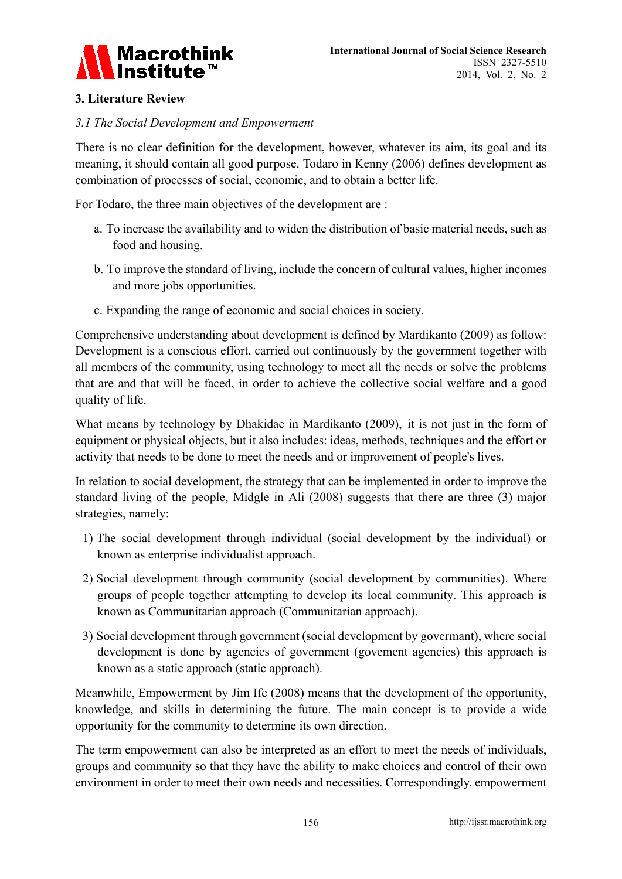## 3. Literature Review

### *3.1 The Social Development and Empowerment*

There is no clear definition for the development, however, whatever its aim, its goal and its meaning, it should contain all good purpose. Todaro in Kenny (2006) defines development as combination of processes of social, economic, and to obtain a better life.

For Todaro, the three main objectives of the development are :

a. To increase the availability and to widen the distribution of basic material needs, such as food and housing.

b. To improve the standard of living, include the concern of cultural values, higher incomes and more jobs opportunities.

c. Expanding the range of economic and social choices in society.

Comprehensive understanding about development is defined by Mardikanto (2009) as follow: Development is a conscious effort, carried out continuously by the government together with all members of the community, using technology to meet all the needs or solve the problems that are and that will be faced, in order to achieve the collective social welfare and a good quality of life.

What means by technology by Dhakidae in Mardikanto (2009), it is not just in the form of equipment or physical objects, but it also includes: ideas, methods, techniques and the effort or activity that needs to be done to meet the needs and or improvement of people's lives.

In relation to social development, the strategy that can be implemented in order to improve the standard living of the people, Midgle in Ali (2008) suggests that there are three (3) major strategies, namely:

1) The social development through individual (social development by the individual) or known as enterprise individualist approach.

2) Social development through community (social development by communities). Where groups of people together attempting to develop its local community. This approach is known as Communitarian approach (Communitarian approach).

3) Social development through government (social development by govermant), where social development is done by agencies of government (govement agencies) this approach is known as a static approach (static approach).

Meanwhile, Empowerment by Jim Ife (2008) means that the development of the opportunity, knowledge, and skills in determining the future. The main concept is to provide a wide opportunity for the community to determine its own direction.

The term empowerment can also be interpreted as an effort to meet the needs of individuals, groups and community so that they have the ability to make choices and control of their own environment in order to meet their own needs and necessities. Correspondingly, empowerment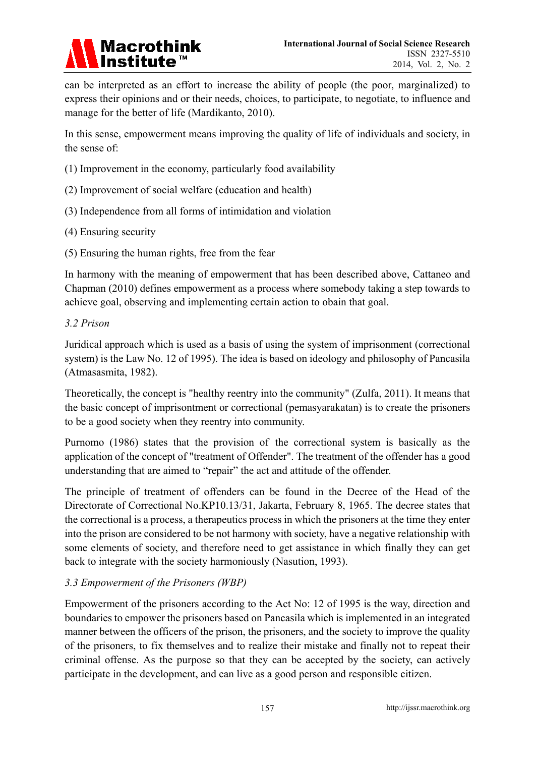can be interpreted as an effort to increase the ability of people (the poor, marginalized) to express their opinions and or their needs, choices, to participate, to negotiate, to influence and manage for the better of life (Mardikanto, 2010).

In this sense, empowerment means improving the quality of life of individuals and society, in the sense of:

(1) Improvement in the economy, particularly food availability

(2) Improvement of social welfare (education and health)

(3) Independence from all forms of intimidation and violation

(4) Ensuring security

(5) Ensuring the human rights, free from the fear

In harmony with the meaning of empowerment that has been described above, Cattaneo and Chapman (2010) defines empowerment as a process where somebody taking a step towards to achieve goal, observing and implementing certain action to obain that goal.

### *3.2 Prison*

Juridical approach which is used as a basis of using the system of imprisonment (correctional system) is the Law No. 12 of 1995). The idea is based on ideology and philosophy of Pancasila (Atmasasmita, 1982).

Theoretically, the concept is "healthy reentry into the community" (Zulfa, 2011). It means that the basic concept of imprisontment or correctional (pemasyarakatan) is to create the prisoners to be a good society when they reentry into community.

Purnomo (1986) states that the provision of the correctional system is basically as the application of the concept of "treatment of Offender". The treatment of the offender has a good understanding that are aimed to "repair" the act and attitude of the offender.

The principle of treatment of offenders can be found in the Decree of the Head of the Directorate of Correctional No.KP10.13/31, Jakarta, February 8, 1965. The decree states that the correctional is a process, a therapeutics process in which the prisoners at the time they enter into the prison are considered to be not harmony with society, have a negative relationship with some elements of society, and therefore need to get assistance in which finally they can get back to integrate with the society harmoniously (Nasution, 1993).

### *3.3 Empowerment of the Prisoners (WBP)*

Empowerment of the prisoners according to the Act No: 12 of 1995 is the way, direction and boundaries to empower the prisoners based on Pancasila which is implemented in an integrated manner between the officers of the prison, the prisoners, and the society to improve the quality of the prisoners, to fix themselves and to realize their mistake and finally not to repeat their criminal offense. As the purpose so that they can be accepted by the society, can actively participate in the development, and can live as a good person and responsible citizen.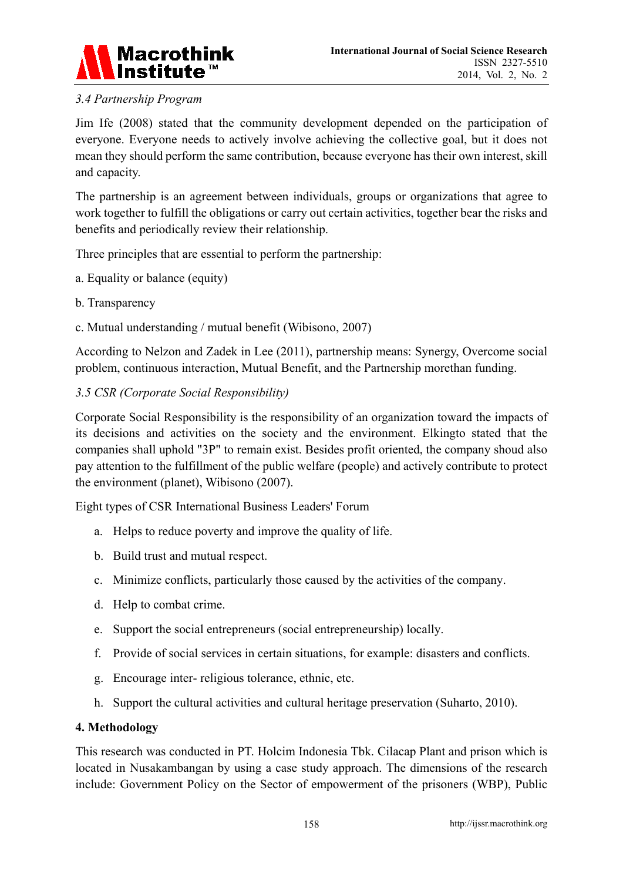*3.4 Partnership Program*

Jim Ife (2008) stated that the community development depended on the participation of everyone. Everyone needs to actively involve achieving the collective goal, but it does not mean they should perform the same contribution, because everyone has their own interest, skill and capacity.

The partnership is an agreement between individuals, groups or organizations that agree to work together to fulfill the obligations or carry out certain activities, together bear the risks and benefits and periodically review their relationship.

Three principles that are essential to perform the partnership:

a. Equality or balance (equity)

b. Transparency

c. Mutual understanding / mutual benefit (Wibisono, 2007)

According to Nelzon and Zadek in Lee (2011), partnership means: Synergy, Overcome social problem, continuous interaction, Mutual Benefit, and the Partnership morethan funding.

*3.5 CSR (Corporate Social Responsibility)*

Corporate Social Responsibility is the responsibility of an organization toward the impacts of its decisions and activities on the society and the environment. Elkingto stated that the companies shall uphold "3P" to remain exist. Besides profit oriented, the company shoud also pay attention to the fulfillment of the public welfare (people) and actively contribute to protect the environment (planet), Wibisono (2007).

Eight types of CSR International Business Leaders' Forum

a. Helps to reduce poverty and improve the quality of life.
b. Build trust and mutual respect.
c. Minimize conflicts, particularly those caused by the activities of the company.
d. Help to combat crime.
e. Support the social entrepreneurs (social entrepreneurship) locally.
f. Provide of social services in certain situations, for example: disasters and conflicts.
g. Encourage inter- religious tolerance, ethnic, etc.
h. Support the cultural activities and cultural heritage preservation (Suharto, 2010).

## 4. Methodology

This research was conducted in PT. Holcim Indonesia Tbk. Cilacap Plant and prison which is located in Nusakambangan by using a case study approach. The dimensions of the research include: Government Policy on the Sector of empowerment of the prisoners (WBP), Public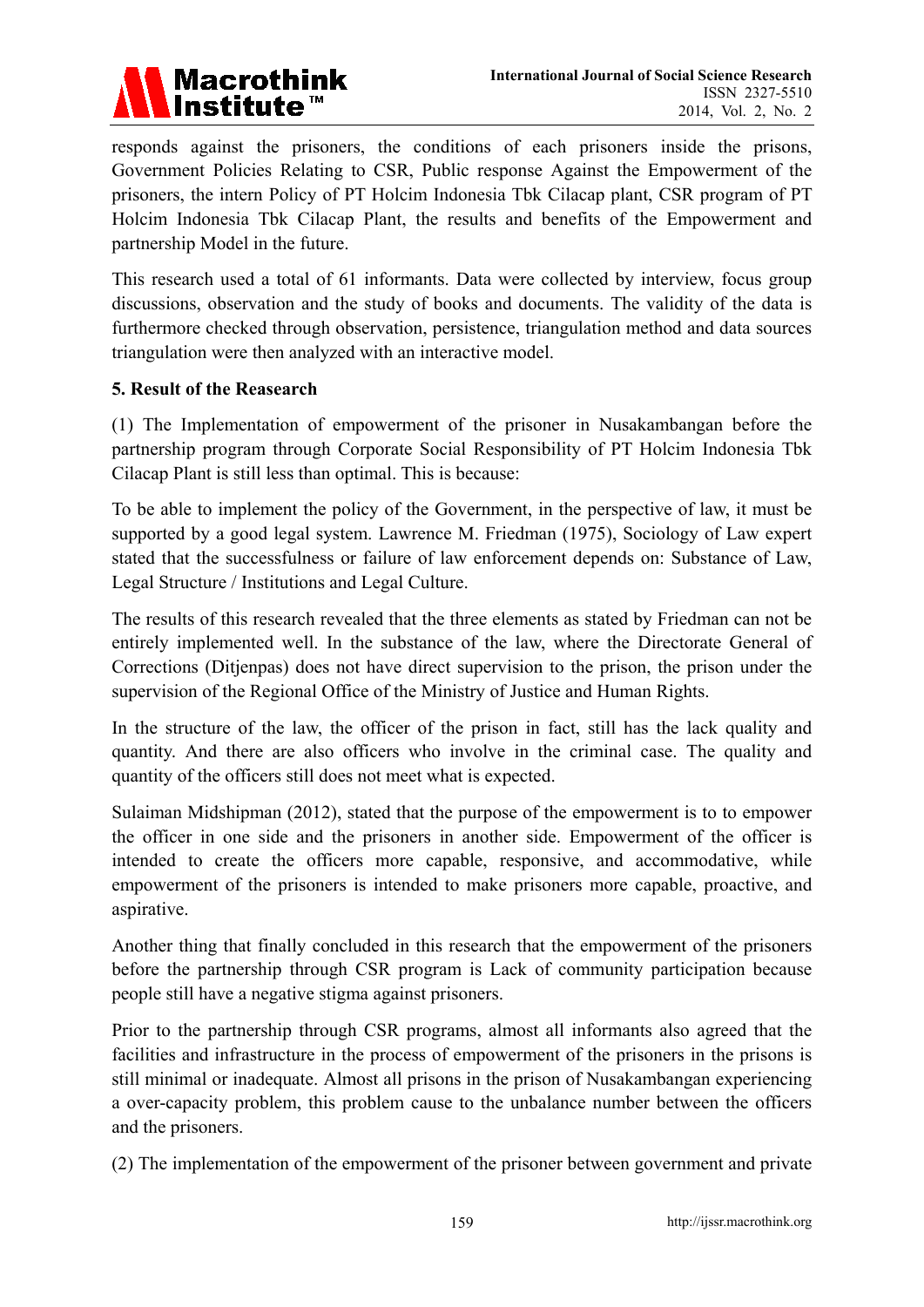responds against the prisoners, the conditions of each prisoners inside the prisons, Government Policies Relating to CSR, Public response Against the Empowerment of the prisoners, the intern Policy of PT Holcim Indonesia Tbk Cilacap plant, CSR program of PT Holcim Indonesia Tbk Cilacap Plant, the results and benefits of the Empowerment and partnership Model in the future.

This research used a total of 61 informants. Data were collected by interview, focus group discussions, observation and the study of books and documents. The validity of the data is furthermore checked through observation, persistence, triangulation method and data sources triangulation were then analyzed with an interactive model.

### 5. Result of the Reasearch

(1) The Implementation of empowerment of the prisoner in Nusakambangan before the partnership program through Corporate Social Responsibility of PT Holcim Indonesia Tbk Cilacap Plant is still less than optimal. This is because:

To be able to implement the policy of the Government, in the perspective of law, it must be supported by a good legal system. Lawrence M. Friedman (1975), Sociology of Law expert stated that the successfulness or failure of law enforcement depends on: Substance of Law, Legal Structure / Institutions and Legal Culture.

The results of this research revealed that the three elements as stated by Friedman can not be entirely implemented well. In the substance of the law, where the Directorate General of Corrections (Ditjenpas) does not have direct supervision to the prison, the prison under the supervision of the Regional Office of the Ministry of Justice and Human Rights.

In the structure of the law, the officer of the prison in fact, still has the lack quality and quantity. And there are also officers who involve in the criminal case. The quality and quantity of the officers still does not meet what is expected.

Sulaiman Midshipman (2012), stated that the purpose of the empowerment is to to empower the officer in one side and the prisoners in another side. Empowerment of the officer is intended to create the officers more capable, responsive, and accommodative, while empowerment of the prisoners is intended to make prisoners more capable, proactive, and aspirative.

Another thing that finally concluded in this research that the empowerment of the prisoners before the partnership through CSR program is Lack of community participation because people still have a negative stigma against prisoners.

Prior to the partnership through CSR programs, almost all informants also agreed that the facilities and infrastructure in the process of empowerment of the prisoners in the prisons is still minimal or inadequate. Almost all prisons in the prison of Nusakambangan experiencing a over-capacity problem, this problem cause to the unbalance number between the officers and the prisoners.

(2) The implementation of the empowerment of the prisoner between government and private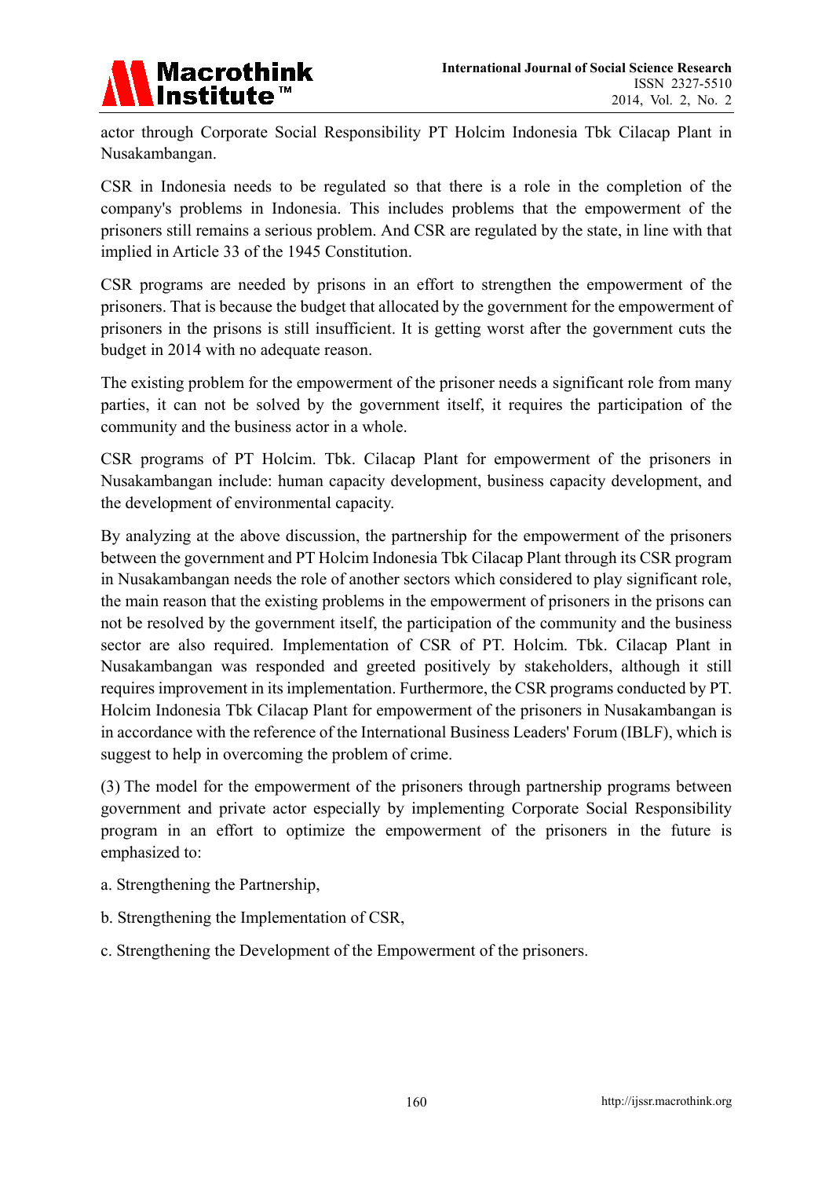actor through Corporate Social Responsibility PT Holcim Indonesia Tbk Cilacap Plant in Nusakambangan.

CSR in Indonesia needs to be regulated so that there is a role in the completion of the company's problems in Indonesia. This includes problems that the empowerment of the prisoners still remains a serious problem. And CSR are regulated by the state, in line with that implied in Article 33 of the 1945 Constitution.

CSR programs are needed by prisons in an effort to strengthen the empowerment of the prisoners. That is because the budget that allocated by the government for the empowerment of prisoners in the prisons is still insufficient. It is getting worst after the government cuts the budget in 2014 with no adequate reason.

The existing problem for the empowerment of the prisoner needs a significant role from many parties, it can not be solved by the government itself, it requires the participation of the community and the business actor in a whole.

CSR programs of PT Holcim. Tbk. Cilacap Plant for empowerment of the prisoners in Nusakambangan include: human capacity development, business capacity development, and the development of environmental capacity.

By analyzing at the above discussion, the partnership for the empowerment of the prisoners between the government and PT Holcim Indonesia Tbk Cilacap Plant through its CSR program in Nusakambangan needs the role of another sectors which considered to play significant role, the main reason that the existing problems in the empowerment of prisoners in the prisons can not be resolved by the government itself, the participation of the community and the business sector are also required. Implementation of CSR of PT. Holcim. Tbk. Cilacap Plant in Nusakambangan was responded and greeted positively by stakeholders, although it still requires improvement in its implementation. Furthermore, the CSR programs conducted by PT. Holcim Indonesia Tbk Cilacap Plant for empowerment of the prisoners in Nusakambangan is in accordance with the reference of the International Business Leaders' Forum (IBLF), which is suggest to help in overcoming the problem of crime.

(3) The model for the empowerment of the prisoners through partnership programs between government and private actor especially by implementing Corporate Social Responsibility program in an effort to optimize the empowerment of the prisoners in the future is emphasized to:

a. Strengthening the Partnership,

b. Strengthening the Implementation of CSR,

c. Strengthening the Development of the Empowerment of the prisoners.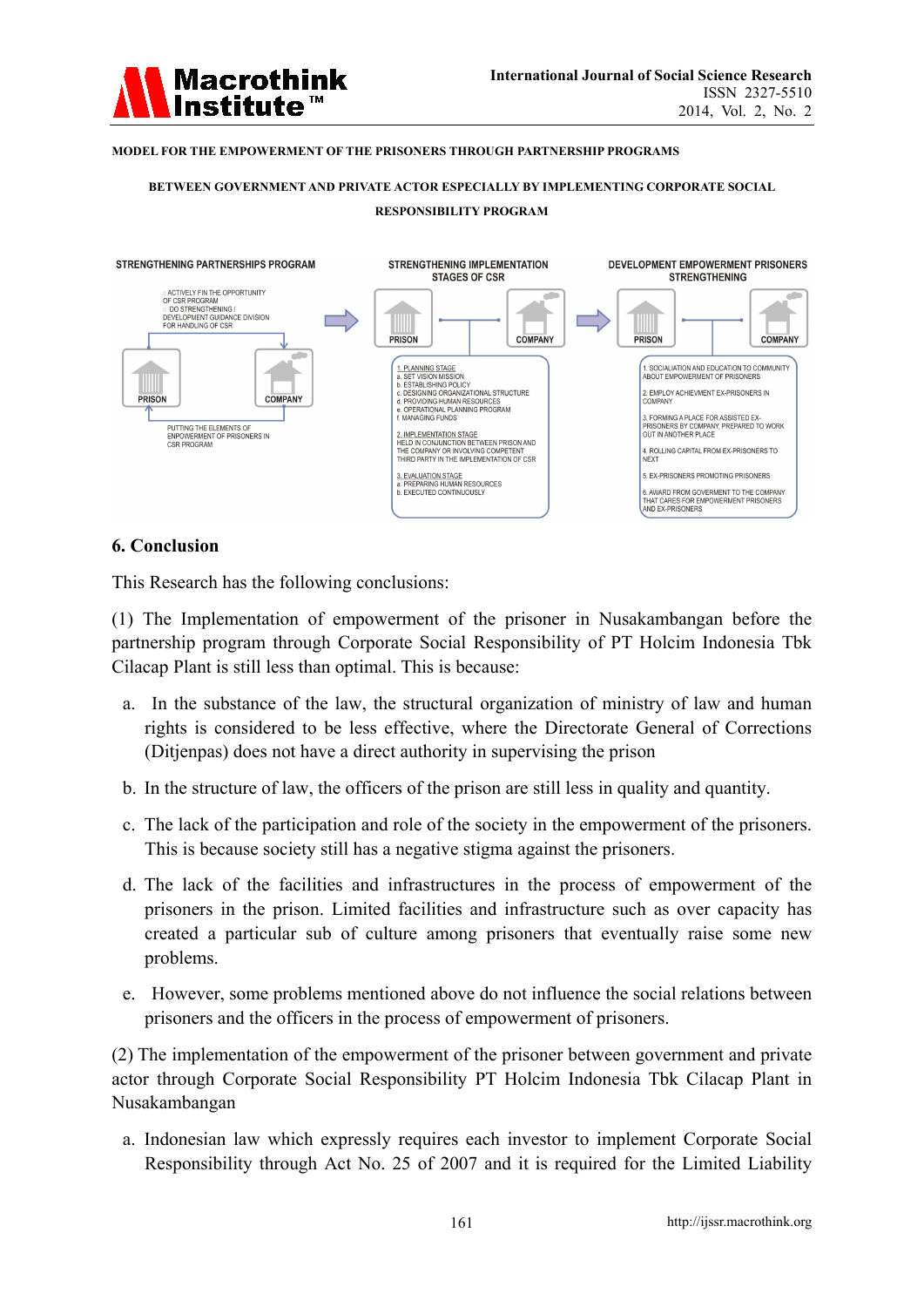MODEL FOR THE EMPOWERMENT OF THE PRISONERS THROUGH PARTNERSHIP PROGRAMS

BETWEEN GOVERNMENT AND PRIVATE ACTOR ESPECIALLY BY IMPLEMENTING CORPORATE SOCIAL RESPONSIBILITY PROGRAM

STRENGTHENING PARTNERSHIPS PROGRAM

- ACTIVELY FIN THE OPPORTUNITY OF CSR PROGRAM
- DO STRENGTHENING / DEVELOPMENT GUIDANCE DIVISION FOR HANDLING OF CSR

PRISON — COMPANY

PUTTING THE ELEMENTS OF EMPOWERMENT OF PRISONERS IN CSR PROGRAM

STRENGTHENING IMPLEMENTATION STAGES OF CSR

PRISON — COMPANY

1. PLANNING STAGE
   a. SET VISION MISSION
   b. ESTABLISHING POLICY
   c. DESIGNING ORGANIZATIONAL STRUCTURE
   d. PROVIDING HUMAN RESOURCES
   e. OPERATIONAL PLANNING PROGRAM
   f. MANAGING FUNDS
2. IMPLEMENTATION STAGE
   HELD IN CONJUNCTION BETWEEN PRISON AND THE COMPANY OR INVOLVING COMPETENT THIRD PARTY IN THE IMPLEMENTATION OF CSR
3. EVALUATION STAGE
   a. PREPARING HUMAN RESOURCES
   b. EXECUTED CONTINUOUSLY

DEVELOPMENT EMPOWERMENT PRISONERS STRENGTHENING

PRISON — COMPANY

1. SOCIALIATION AND EDUCATION TO COMMUNITY ABOUT EMPOWERMENT OF PRISONERS
2. EMPLOY ACHIEVEMENT EX-PRISONERS IN COMPANY
3. FORMING A PLACE FOR ASSISTED EX-PRISONERS BY COMPANY, PREPARED TO WORK OUT IN ANOTHER PLACE
4. ROLLING CAPITAL FROM EX-PRISONERS TO NEXT
5. EX-PRISONERS PROMOTING PRISONERS
6. AWARD FROM GOVERMENT TO THE COMPANY THAT CARES FOR EMPOWERMENT PRISONERS AND EX-PRISONERS

## 6. Conclusion

This Research has the following conclusions:

(1) The Implementation of empowerment of the prisoner in Nusakambangan before the partnership program through Corporate Social Responsibility of PT Holcim Indonesia Tbk Cilacap Plant is still less than optimal. This is because:

a. In the substance of the law, the structural organization of ministry of law and human rights is considered to be less effective, where the Directorate General of Corrections (Ditjenpas) does not have a direct authority in supervising the prison

b. In the structure of law, the officers of the prison are still less in quality and quantity.

c. The lack of the participation and role of the society in the empowerment of the prisoners. This is because society still has a negative stigma against the prisoners.

d. The lack of the facilities and infrastructures in the process of empowerment of the prisoners in the prison. Limited facilities and infrastructure such as over capacity has created a particular sub of culture among prisoners that eventually raise some new problems.

e. However, some problems mentioned above do not influence the social relations between prisoners and the officers in the process of empowerment of prisoners.

(2) The implementation of the empowerment of the prisoner between government and private actor through Corporate Social Responsibility PT Holcim Indonesia Tbk Cilacap Plant in Nusakambangan

a. Indonesian law which expressly requires each investor to implement Corporate Social Responsibility through Act No. 25 of 2007 and it is required for the Limited Liability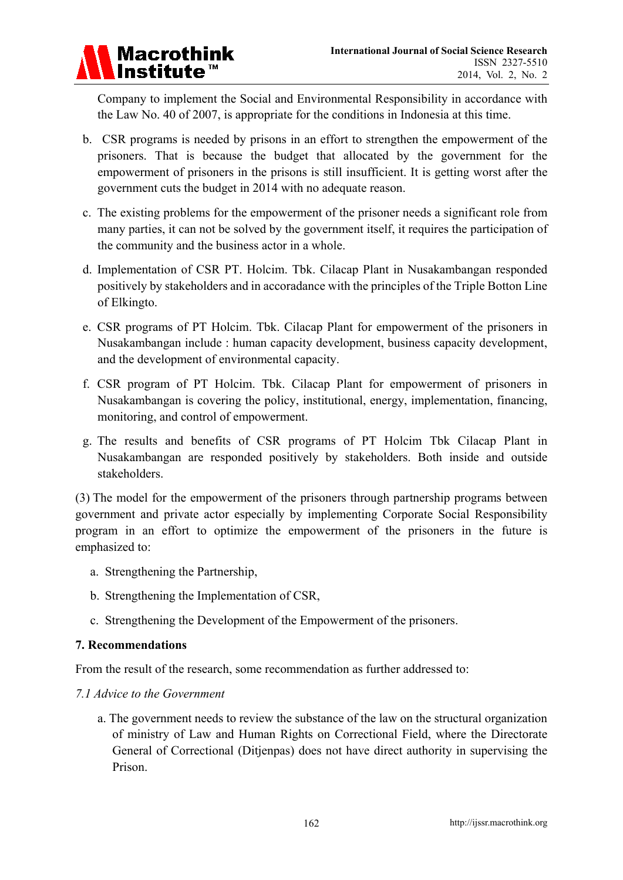Company to implement the Social and Environmental Responsibility in accordance with the Law No. 40 of 2007, is appropriate for the conditions in Indonesia at this time.

b. CSR programs is needed by prisons in an effort to strengthen the empowerment of the prisoners. That is because the budget that allocated by the government for the empowerment of prisoners in the prisons is still insufficient. It is getting worst after the government cuts the budget in 2014 with no adequate reason.

c. The existing problems for the empowerment of the prisoner needs a significant role from many parties, it can not be solved by the government itself, it requires the participation of the community and the business actor in a whole.

d. Implementation of CSR PT. Holcim. Tbk. Cilacap Plant in Nusakambangan responded positively by stakeholders and in accoradance with the principles of the Triple Botton Line of Elkingto.

e. CSR programs of PT Holcim. Tbk. Cilacap Plant for empowerment of the prisoners in Nusakambangan include : human capacity development, business capacity development, and the development of environmental capacity.

f. CSR program of PT Holcim. Tbk. Cilacap Plant for empowerment of prisoners in Nusakambangan is covering the policy, institutional, energy, implementation, financing, monitoring, and control of empowerment.

g. The results and benefits of CSR programs of PT Holcim Tbk Cilacap Plant in Nusakambangan are responded positively by stakeholders. Both inside and outside stakeholders.

(3) The model for the empowerment of the prisoners through partnership programs between government and private actor especially by implementing Corporate Social Responsibility program in an effort to optimize the empowerment of the prisoners in the future is emphasized to:

a. Strengthening the Partnership,

b. Strengthening the Implementation of CSR,

c. Strengthening the Development of the Empowerment of the prisoners.

## 7. Recommendations

From the result of the research, some recommendation as further addressed to:

### *7.1 Advice to the Government*

a. The government needs to review the substance of the law on the structural organization of ministry of Law and Human Rights on Correctional Field, where the Directorate General of Correctional (Ditjenpas) does not have direct authority in supervising the Prison.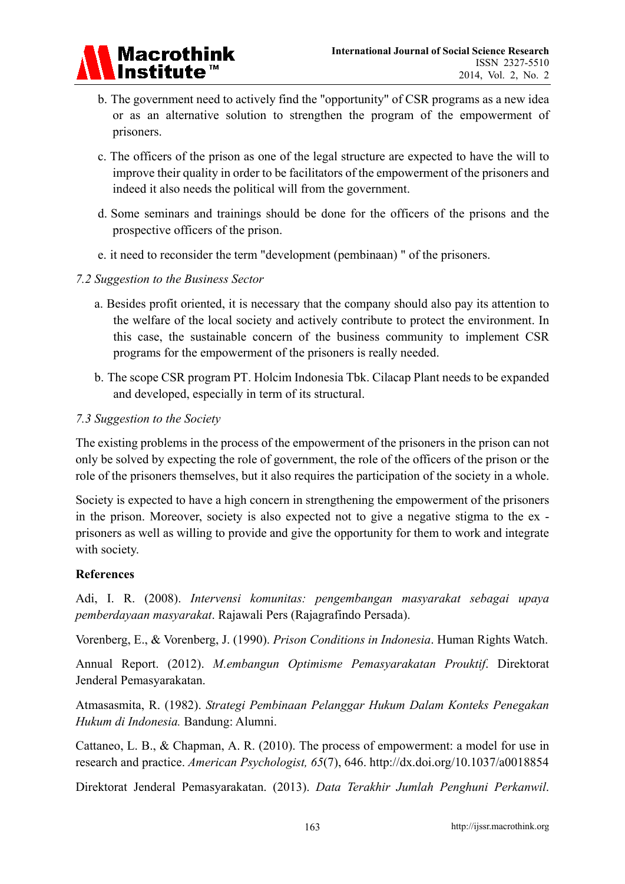b. The government need to actively find the "opportunity" of CSR programs as a new idea or as an alternative solution to strengthen the program of the empowerment of prisoners.

c. The officers of the prison as one of the legal structure are expected to have the will to improve their quality in order to be facilitators of the empowerment of the prisoners and indeed it also needs the political will from the government.

d. Some seminars and trainings should be done for the officers of the prisons and the prospective officers of the prison.

e. it need to reconsider the term "development (pembinaan) " of the prisoners.

### *7.2 Suggestion to the Business Sector*

a. Besides profit oriented, it is necessary that the company should also pay its attention to the welfare of the local society and actively contribute to protect the environment. In this case, the sustainable concern of the business community to implement CSR programs for the empowerment of the prisoners is really needed.

b. The scope CSR program PT. Holcim Indonesia Tbk. Cilacap Plant needs to be expanded and developed, especially in term of its structural.

### *7.3 Suggestion to the Society*

The existing problems in the process of the empowerment of the prisoners in the prison can not only be solved by expecting the role of government, the role of the officers of the prison or the role of the prisoners themselves, but it also requires the participation of the society in a whole.

Society is expected to have a high concern in strengthening the empowerment of the prisoners in the prison. Moreover, society is also expected not to give a negative stigma to the ex - prisoners as well as willing to provide and give the opportunity for them to work and integrate with society.

## References

Adi, I. R. (2008). *Intervensi komunitas: pengembangan masyarakat sebagai upaya pemberdayaan masyarakat*. Rajawali Pers (Rajagrafindo Persada).

Vorenberg, E., & Vorenberg, J. (1990). *Prison Conditions in Indonesia*. Human Rights Watch.

Annual Report. (2012). *M.embangun Optimisme Pemasyarakatan Prouktif*. Direktorat Jenderal Pemasyarakatan.

Atmasasmita, R. (1982). *Strategi Pembinaan Pelanggar Hukum Dalam Konteks Penegakan Hukum di Indonesia.* Bandung: Alumni.

Cattaneo, L. B., & Chapman, A. R. (2010). The process of empowerment: a model for use in research and practice. *American Psychologist, 65*(7), 646. http://dx.doi.org/10.1037/a0018854

Direktorat Jenderal Pemasyarakatan. (2013). *Data Terakhir Jumlah Penghuni Perkanwil*.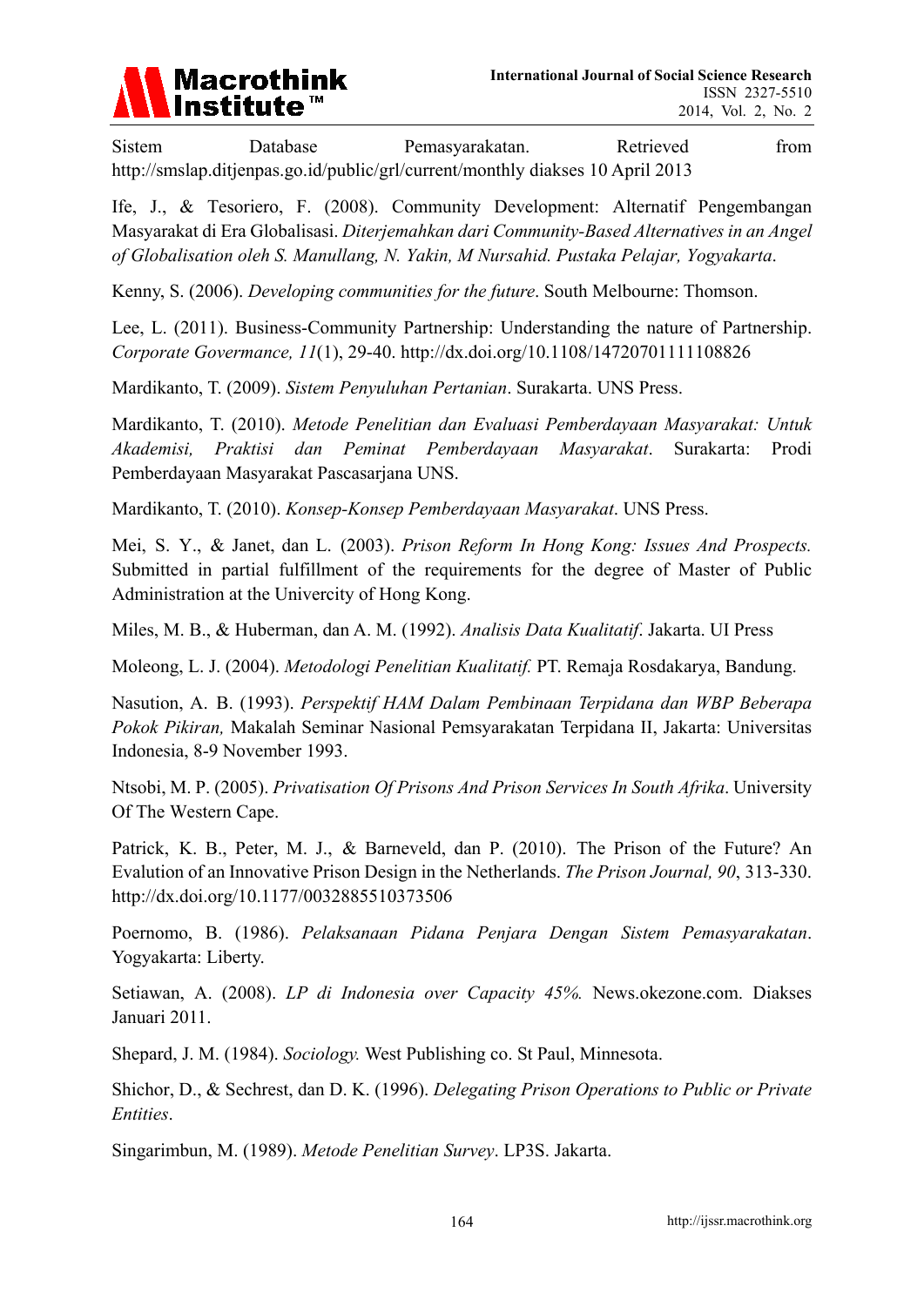Sistem Database Pemasyarakatan. Retrieved from http://smslap.ditjenpas.go.id/public/grl/current/monthly diakses 10 April 2013

Ife, J., & Tesoriero, F. (2008). Community Development: Alternatif Pengembangan Masyarakat di Era Globalisasi. *Diterjemahkan dari Community-Based Alternatives in an Angel of Globalisation oleh S. Manullang, N. Yakin, M Nursahid. Pustaka Pelajar, Yogyakarta*.

Kenny, S. (2006). *Developing communities for the future*. South Melbourne: Thomson.

Lee, L. (2011). Business-Community Partnership: Understanding the nature of Partnership. *Corporate Govermance, 11*(1), 29-40. http://dx.doi.org/10.1108/14720701111108826

Mardikanto, T. (2009). *Sistem Penyuluhan Pertanian*. Surakarta. UNS Press.

Mardikanto, T. (2010). *Metode Penelitian dan Evaluasi Pemberdayaan Masyarakat: Untuk Akademisi, Praktisi dan Peminat Pemberdayaan Masyarakat*. Surakarta: Prodi Pemberdayaan Masyarakat Pascasarjana UNS.

Mardikanto, T. (2010). *Konsep-Konsep Pemberdayaan Masyarakat*. UNS Press.

Mei, S. Y., & Janet, dan L. (2003). *Prison Reform In Hong Kong: Issues And Prospects.* Submitted in partial fulfillment of the requirements for the degree of Master of Public Administration at the Univercity of Hong Kong.

Miles, M. B., & Huberman, dan A. M. (1992). *Analisis Data Kualitatif*. Jakarta. UI Press

Moleong, L. J. (2004). *Metodologi Penelitian Kualitatif.* PT. Remaja Rosdakarya, Bandung.

Nasution, A. B. (1993). *Perspektif HAM Dalam Pembinaan Terpidana dan WBP Beberapa Pokok Pikiran,* Makalah Seminar Nasional Pemsyarakatan Terpidana II, Jakarta: Universitas Indonesia, 8-9 November 1993.

Ntsobi, M. P. (2005). *Privatisation Of Prisons And Prison Services In South Afrika*. University Of The Western Cape.

Patrick, K. B., Peter, M. J., & Barneveld, dan P. (2010). The Prison of the Future? An Evalution of an Innovative Prison Design in the Netherlands. *The Prison Journal, 90*, 313-330. http://dx.doi.org/10.1177/0032885510373506

Poernomo, B. (1986). *Pelaksanaan Pidana Penjara Dengan Sistem Pemasyarakatan*. Yogyakarta: Liberty.

Setiawan, A. (2008). *LP di Indonesia over Capacity 45%.* News.okezone.com. Diakses Januari 2011.

Shepard, J. M. (1984). *Sociology.* West Publishing co. St Paul, Minnesota.

Shichor, D., & Sechrest, dan D. K. (1996). *Delegating Prison Operations to Public or Private Entities*.

Singarimbun, M. (1989). *Metode Penelitian Survey*. LP3S. Jakarta.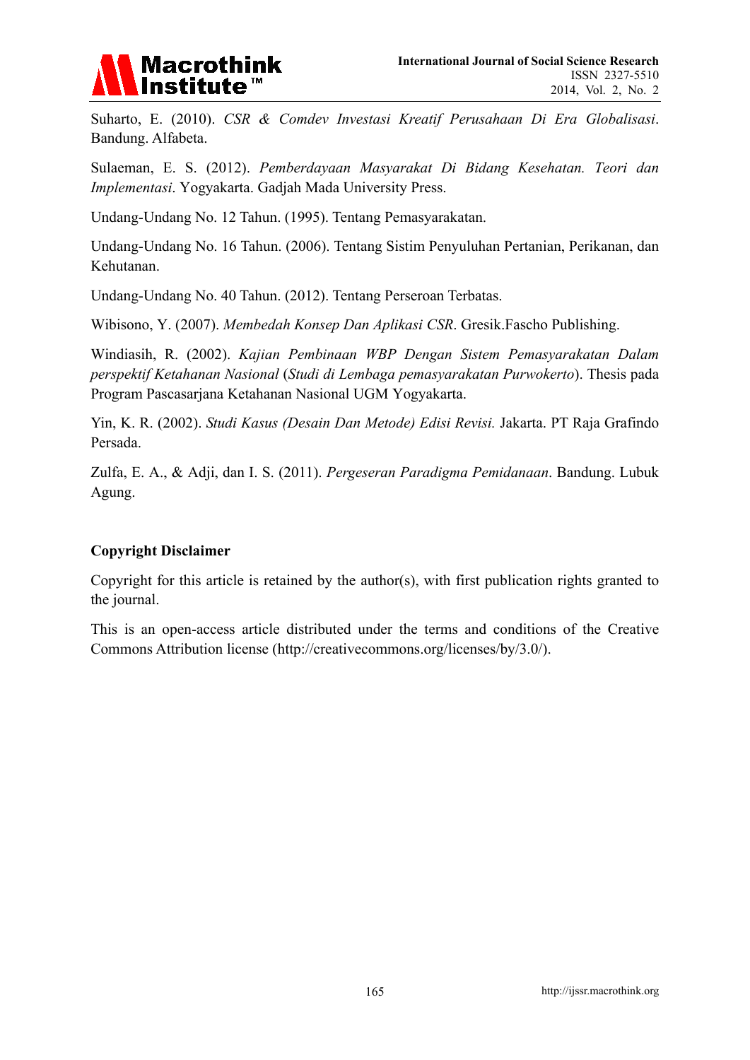Suharto, E. (2010). *CSR & Comdev Investasi Kreatif Perusahaan Di Era Globalisasi*. Bandung. Alfabeta.

Sulaeman, E. S. (2012). *Pemberdayaan Masyarakat Di Bidang Kesehatan. Teori dan Implementasi*. Yogyakarta. Gadjah Mada University Press.

Undang-Undang No. 12 Tahun. (1995). Tentang Pemasyarakatan.

Undang-Undang No. 16 Tahun. (2006). Tentang Sistim Penyuluhan Pertanian, Perikanan, dan Kehutanan.

Undang-Undang No. 40 Tahun. (2012). Tentang Perseroan Terbatas.

Wibisono, Y. (2007). *Membedah Konsep Dan Aplikasi CSR*. Gresik.Fascho Publishing.

Windiasih, R. (2002). *Kajian Pembinaan WBP Dengan Sistem Pemasyarakatan Dalam perspektif Ketahanan Nasional* (*Studi di Lembaga pemasyarakatan Purwokerto*). Thesis pada Program Pascasarjana Ketahanan Nasional UGM Yogyakarta.

Yin, K. R. (2002). *Studi Kasus (Desain Dan Metode) Edisi Revisi.* Jakarta. PT Raja Grafindo Persada.

Zulfa, E. A., & Adji, dan I. S. (2011). *Pergeseran Paradigma Pemidanaan*. Bandung. Lubuk Agung.

## Copyright Disclaimer

Copyright for this article is retained by the author(s), with first publication rights granted to the journal.

This is an open-access article distributed under the terms and conditions of the Creative Commons Attribution license (http://creativecommons.org/licenses/by/3.0/).